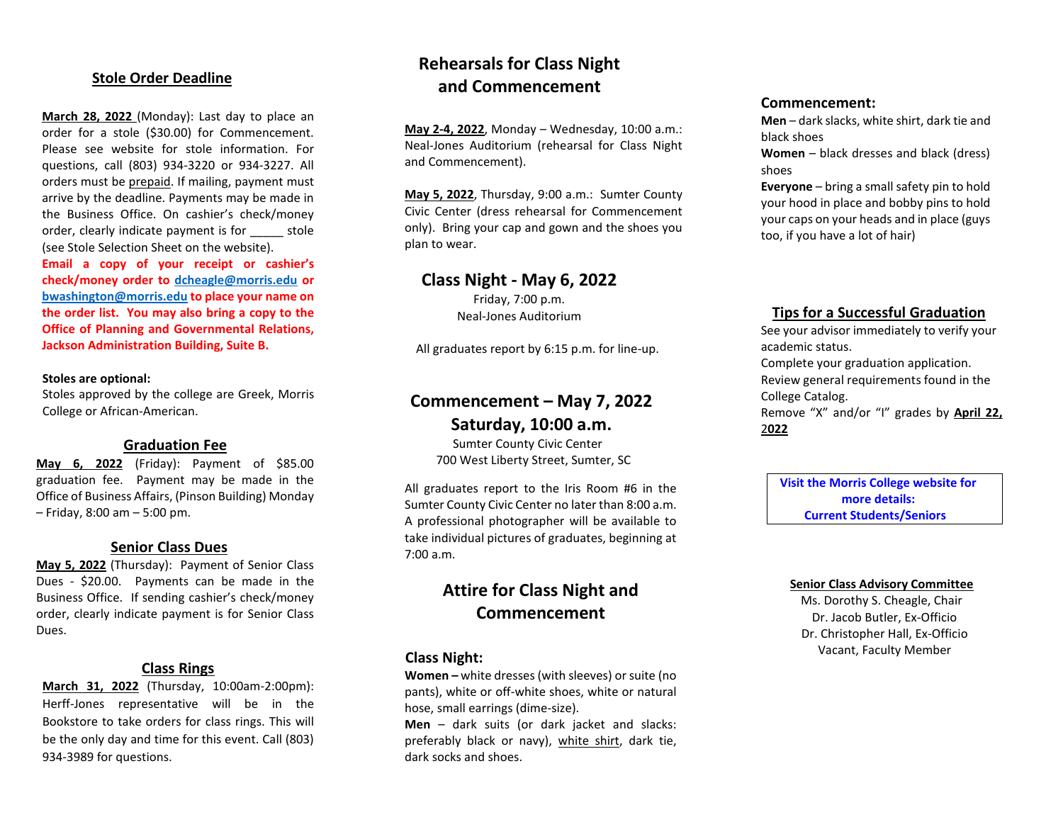## Stole Order Deadline

**March 28, 2022** (Monday): Last day to place an order for a stole ($30.00) for Commencement. Please see website for stole information. For questions, call (803) 934-3220 or 934-3227. All orders must be prepaid. If mailing, payment must arrive by the deadline. Payments may be made in the Business Office. On cashier's check/money order, clearly indicate payment is for _____ stole (see Stole Selection Sheet on the website).

**Email a copy of your receipt or cashier's check/money order to dcheagle@morris.edu or bwashington@morris.edu to place your name on the order list. You may also bring a copy to the Office of Planning and Governmental Relations, Jackson Administration Building, Suite B.**

**Stoles are optional:**
Stoles approved by the college are Greek, Morris College or African-American.

## Graduation Fee

**May 6, 2022** (Friday): Payment of $85.00 graduation fee. Payment may be made in the Office of Business Affairs, (Pinson Building) Monday – Friday, 8:00 am – 5:00 pm.

## Senior Class Dues

**May 5, 2022** (Thursday): Payment of Senior Class Dues - $20.00. Payments can be made in the Business Office. If sending cashier's check/money order, clearly indicate payment is for Senior Class Dues.

## Class Rings

**March 31, 2022** (Thursday, 10:00am-2:00pm): Herff-Jones representative will be in the Bookstore to take orders for class rings. This will be the only day and time for this event. Call (803) 934-3989 for questions.

## Rehearsals for Class Night and Commencement

**May 2-4, 2022**, Monday – Wednesday, 10:00 a.m.: Neal-Jones Auditorium (rehearsal for Class Night and Commencement).

**May 5, 2022**, Thursday, 9:00 a.m.: Sumter County Civic Center (dress rehearsal for Commencement only). Bring your cap and gown and the shoes you plan to wear.

## Class Night - May 6, 2022

Friday, 7:00 p.m.
Neal-Jones Auditorium

All graduates report by 6:15 p.m. for line-up.

## Commencement – May 7, 2022 Saturday, 10:00 a.m.

Sumter County Civic Center
700 West Liberty Street, Sumter, SC

All graduates report to the Iris Room #6 in the Sumter County Civic Center no later than 8:00 a.m. A professional photographer will be available to take individual pictures of graduates, beginning at 7:00 a.m.

## Attire for Class Night and Commencement

### Class Night:

**Women –** white dresses (with sleeves) or suite (no pants), white or off-white shoes, white or natural hose, small earrings (dime-size).
**Men** – dark suits (or dark jacket and slacks: preferably black or navy), white shirt, dark tie, dark socks and shoes.

### Commencement:

**Men** – dark slacks, white shirt, dark tie and black shoes
**Women** – black dresses and black (dress) shoes
**Everyone** – bring a small safety pin to hold your hood in place and bobby pins to hold your caps on your heads and in place (guys too, if you have a lot of hair)

## Tips for a Successful Graduation

See your advisor immediately to verify your academic status.
Complete your graduation application.
Review general requirements found in the College Catalog.
Remove "X" and/or "I" grades by **April 22, 2022**

**Visit the Morris College website for more details: Current Students/Seniors**

**Senior Class Advisory Committee**
Ms. Dorothy S. Cheagle, Chair
Dr. Jacob Butler, Ex-Officio
Dr. Christopher Hall, Ex-Officio
Vacant, Faculty Member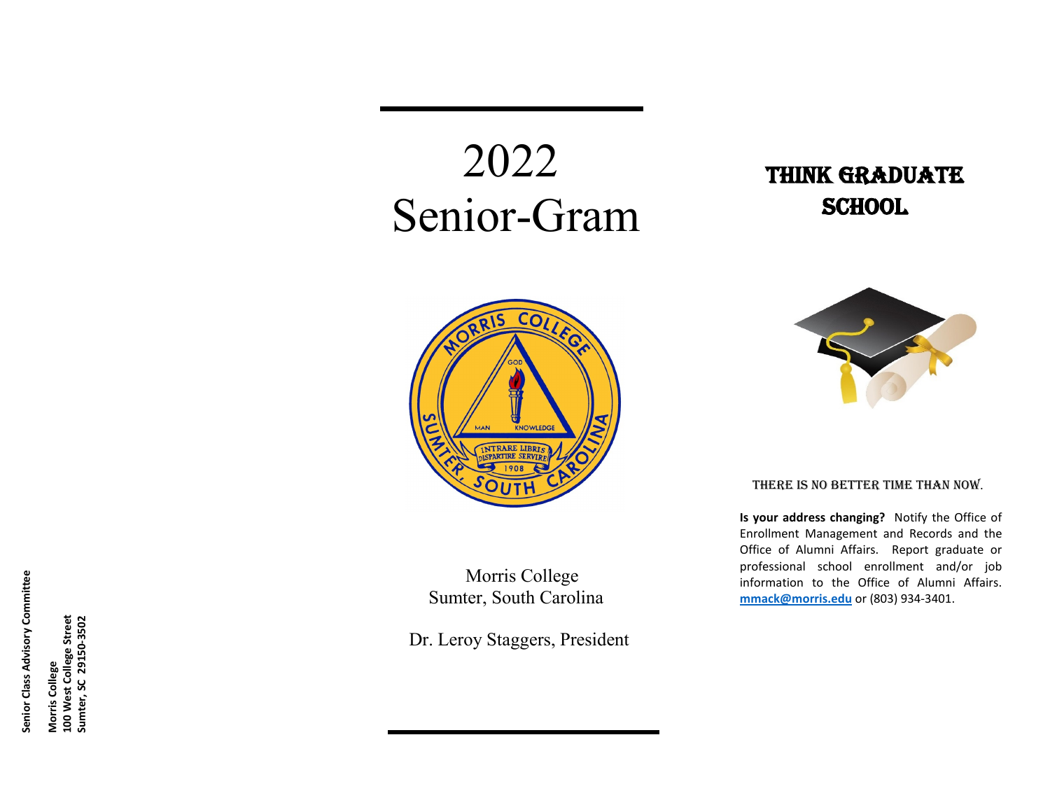Senior Class Advisory Committee

**Morris College**
**100 West College Street**
**Sumter, SC 29150-3502**

# 2022 Senior-Gram

Morris College
Sumter, South Carolina

Dr. Leroy Staggers, President

# THINK GRADUATE SCHOOL

THERE IS NO BETTER TIME THAN NOW.

**Is your address changing?** Notify the Office of Enrollment Management and Records and the Office of Alumni Affairs. Report graduate or professional school enrollment and/or job information to the Office of Alumni Affairs. **mmack@morris.edu** or (803) 934-3401.